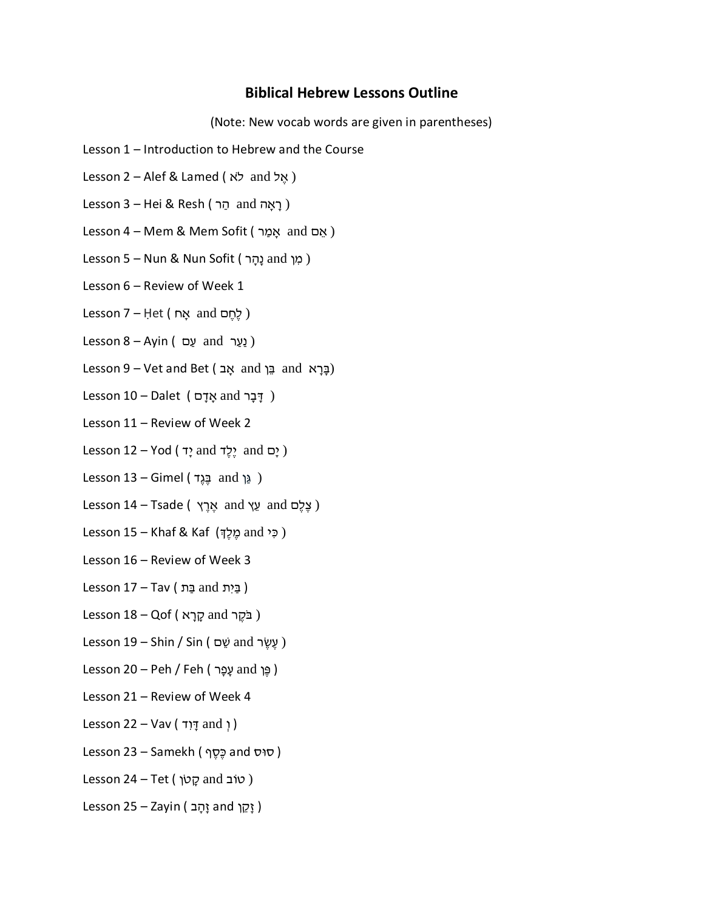# Biblical Hebrew Lessons Outline

(Note: New vocab words are given in parentheses)

Lesson 1 – Introduction to Hebrew and the Course

Lesson 2 – Alef & Lamed ( לֹא and אֶל )

Lesson 3 – Hei & Resh ( הַר and רָאָה )

Lesson 4 – Mem & Mem Sofit ( אָמַר and אֵם )

Lesson 5 – Nun & Nun Sofit ( נָהָר and מִן )

Lesson 6 – Review of Week 1

Lesson 7 – Ḥet ( אָח and לֶחֶם )

Lesson 8 – Ayin ( עַם and נַעַר )

Lesson 9 – Vet and Bet ( אָב and בֵּן and בָּרָא)

Lesson 10 – Dalet ( אָדָם and דָּבָר )

Lesson 11 – Review of Week 2

Lesson 12 – Yod ( יָד and יֶלֶד and יָם )

Lesson 13 – Gimel ( בֶּגֶד and גַּן )

Lesson 14 – Tsade ( אֶרֶץ and עֵץ and צֶלֶם )

Lesson 15 – Khaf & Kaf (מֶלֶךְ and כִּי )

Lesson 16 – Review of Week 3

Lesson 17 – Tav ( בַּת and בַּיִת )

Lesson 18 – Qof ( קָרָא and בֹּקֶר )

Lesson 19 – Shin / Sin ( שֵׁם and עֶשֶׂר )

Lesson 20 – Peh / Feh ( עָפָר and פֶּן )

Lesson 21 – Review of Week 4

Lesson 22 – Vav ( דָּוִד and וְ )

Lesson 23 – Samekh ( כֶּסֶף and סוּס )

Lesson 24 – Tet ( קָטֹן and טוֹב )

Lesson 25 – Zayin ( זָהָב and זָקֵן )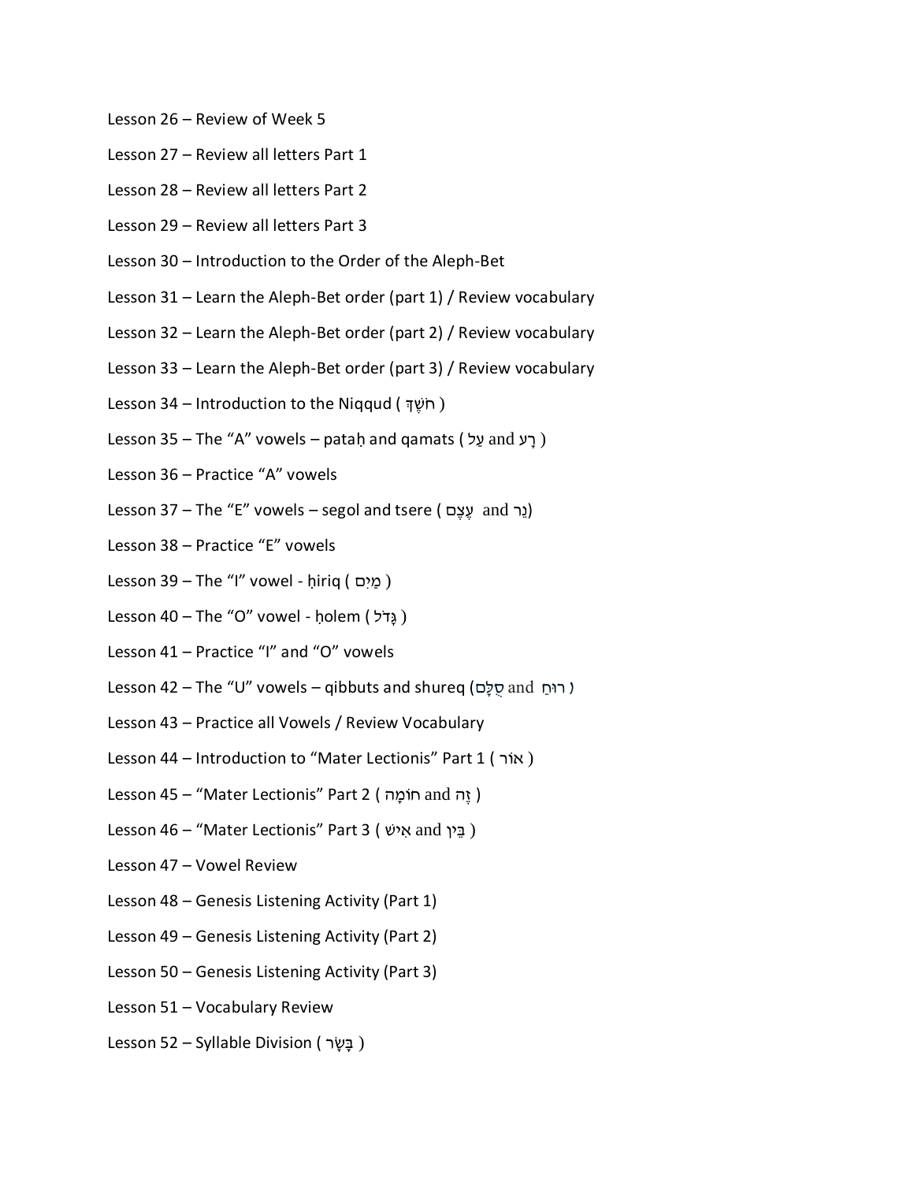Lesson 26 – Review of Week 5

Lesson 27 – Review all letters Part 1

Lesson 28 – Review all letters Part 2

Lesson 29 – Review all letters Part 3

Lesson 30 – Introduction to the Order of the Aleph-Bet

Lesson 31 – Learn the Aleph-Bet order (part 1) / Review vocabulary

Lesson 32 – Learn the Aleph-Bet order (part 2) / Review vocabulary

Lesson 33 – Learn the Aleph-Bet order (part 3) / Review vocabulary

Lesson 34 – Introduction to the Niqqud ( חֹשֶׁךְ )

Lesson 35 – The "A" vowels – pataḥ and qamats ( עַל and רָע )

Lesson 36 – Practice "A" vowels

Lesson 37 – The "E" vowels – segol and tsere ( עֶצֶם and נֵר)

Lesson 38 – Practice "E" vowels

Lesson 39 – The "I" vowel - ḥiriq ( מַיִם )

Lesson 40 – The "O" vowel - ḥolem ( גָּדֹל )

Lesson 41 – Practice "I" and "O" vowels

Lesson 42 – The "U" vowels – qibbuts and shureq (סֻלָּם and רוּחַ )

Lesson 43 – Practice all Vowels / Review Vocabulary

Lesson 44 – Introduction to "Mater Lectionis" Part 1 ( אוֹר )

Lesson 45 – "Mater Lectionis" Part 2 ( חוֹמָה and זֶה )

Lesson 46 – "Mater Lectionis" Part 3 ( אִישׁ and בֵּין )

Lesson 47 – Vowel Review

Lesson 48 – Genesis Listening Activity (Part 1)

Lesson 49 – Genesis Listening Activity (Part 2)

Lesson 50 – Genesis Listening Activity (Part 3)

Lesson 51 – Vocabulary Review

Lesson 52 – Syllable Division ( בָּשָׂר )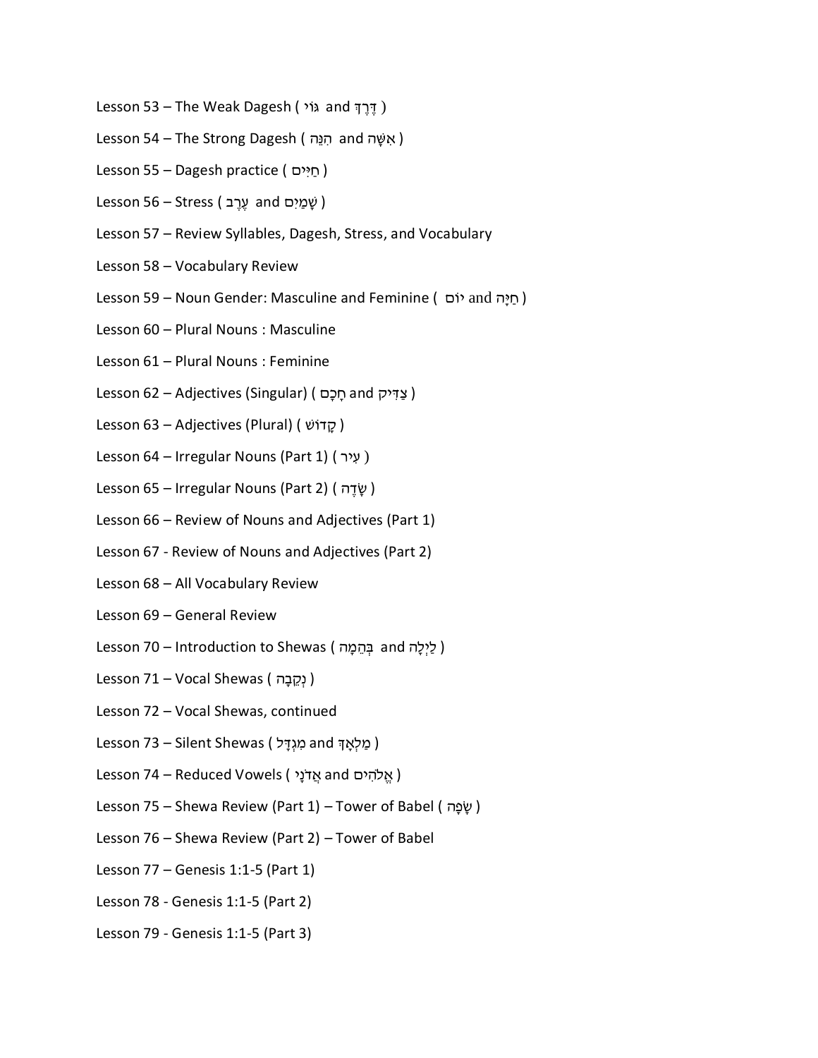Lesson 53 – The Weak Dagesh ( גּוֹי and דֶּרֶךְ )

Lesson 54 – The Strong Dagesh ( הִנֵּה and אִשָּׁה )

Lesson 55 – Dagesh practice ( חַיִּים )

Lesson 56 – Stress ( עֶרֶב and שָׁמַיִם )

Lesson 57 – Review Syllables, Dagesh, Stress, and Vocabulary

Lesson 58 – Vocabulary Review

Lesson 59 – Noun Gender: Masculine and Feminine ( יוֹם and חַיָּה )

Lesson 60 – Plural Nouns : Masculine

Lesson 61 – Plural Nouns : Feminine

Lesson 62 – Adjectives (Singular) ( חָכָם and צַדִּיק )

Lesson 63 – Adjectives (Plural) ( קָדוֹשׁ )

Lesson 64 – Irregular Nouns (Part 1) ( עִיר )

Lesson 65 – Irregular Nouns (Part 2) ( שָׂדֶה )

Lesson 66 – Review of Nouns and Adjectives (Part 1)

Lesson 67 - Review of Nouns and Adjectives (Part 2)

Lesson 68 – All Vocabulary Review

Lesson 69 – General Review

Lesson 70 – Introduction to Shewas ( בְּהֵמָה and לַיְלָה )

Lesson 71 – Vocal Shewas ( נְקֵבָה )

Lesson 72 – Vocal Shewas, continued

Lesson 73 – Silent Shewas ( מִגְדָּל and מַלְאָךְ )

Lesson 74 – Reduced Vowels ( אֲדֹנָי and אֱלֹהִים )

Lesson 75 – Shewa Review (Part 1) – Tower of Babel ( שָׂפָה )

Lesson 76 – Shewa Review (Part 2) – Tower of Babel

Lesson 77 – Genesis 1:1-5 (Part 1)

Lesson 78 - Genesis 1:1-5 (Part 2)

Lesson 79 - Genesis 1:1-5 (Part 3)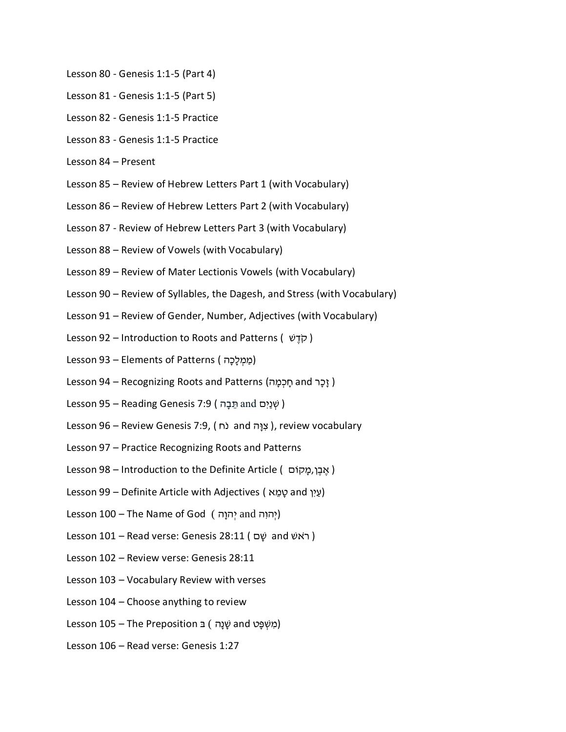Lesson 80 - Genesis 1:1-5 (Part 4)

Lesson 81 - Genesis 1:1-5 (Part 5)

Lesson 82 - Genesis 1:1-5 Practice

Lesson 83 - Genesis 1:1-5 Practice

Lesson 84 – Present

Lesson 85 – Review of Hebrew Letters Part 1 (with Vocabulary)

Lesson 86 – Review of Hebrew Letters Part 2 (with Vocabulary)

Lesson 87 - Review of Hebrew Letters Part 3 (with Vocabulary)

Lesson 88 – Review of Vowels (with Vocabulary)

Lesson 89 – Review of Mater Lectionis Vowels (with Vocabulary)

Lesson 90 – Review of Syllables, the Dagesh, and Stress (with Vocabulary)

Lesson 91 – Review of Gender, Number, Adjectives (with Vocabulary)

Lesson 92 – Introduction to Roots and Patterns ( קֹדֶשׁ )

Lesson 93 – Elements of Patterns ( מַמְלָכָה)

Lesson 94 – Recognizing Roots and Patterns (חָכְמָה and זָכָר )

Lesson 95 – Reading Genesis 7:9 ( תֵּבָה and שְׁנַיִם )

Lesson 96 – Review Genesis 7:9, ( נֹחַ and צִוָּה ), review vocabulary

Lesson 97 – Practice Recognizing Roots and Patterns

Lesson 98 – Introduction to the Definite Article ( אֶבֶן,מָקוֹם )

Lesson 99 – Definite Article with Adjectives ( טָמֵא and עַיִן)

Lesson 100 – The Name of God ( יְהוָה and יְהוִה)

Lesson 101 – Read verse: Genesis 28:11 ( שָׁם and רֹאשׁ )

Lesson 102 – Review verse: Genesis 28:11

Lesson 103 – Vocabulary Review with verses

Lesson 104 – Choose anything to review

Lesson 105 – The Preposition בּ ( שָׁנָה and מִשְׁפָּט)

Lesson 106 – Read verse: Genesis 1:27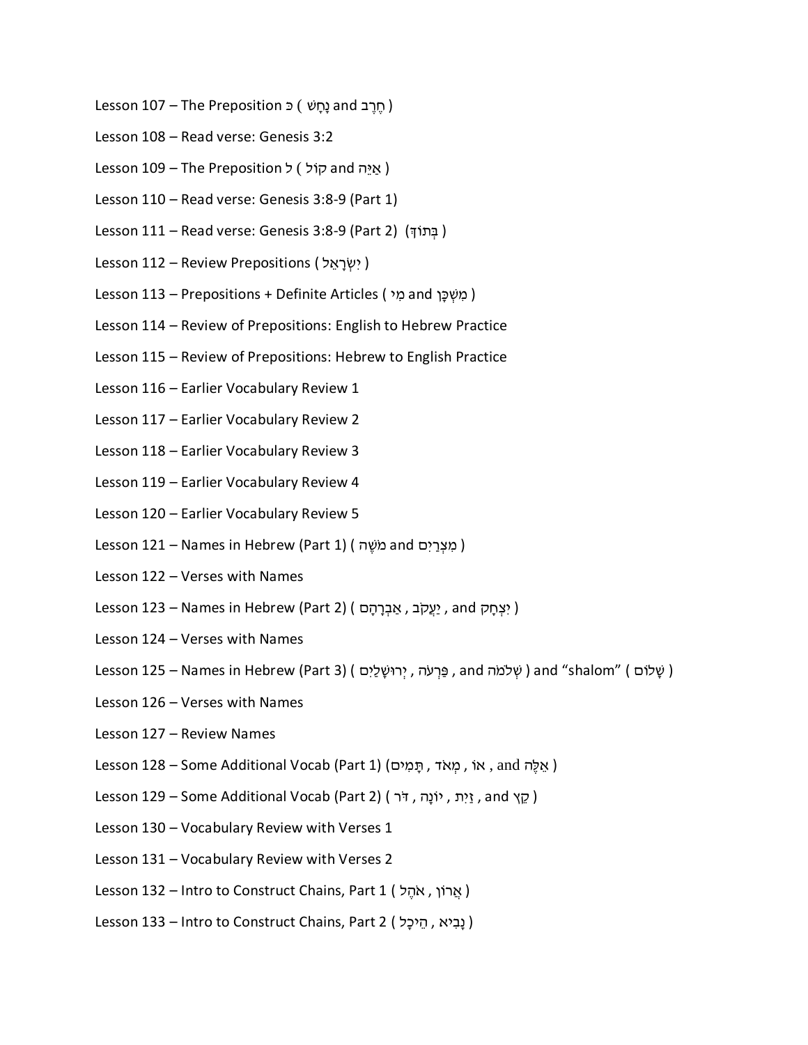Lesson 107 – The Preposition כּ ( נָחָשׁ and חֶרֶב )

Lesson 108 – Read verse: Genesis 3:2

Lesson 109 – The Preposition ל ( קוֹל and אַיֵּה )

Lesson 110 – Read verse: Genesis 3:8-9 (Part 1)

Lesson 111 – Read verse: Genesis 3:8-9 (Part 2) ( בְּתוֹךְ )

Lesson 112 – Review Prepositions ( יִשְׂרָאֵל )

Lesson 113 – Prepositions + Definite Articles ( מִי and מִשְׁכָּן )

Lesson 114 – Review of Prepositions: English to Hebrew Practice

Lesson 115 – Review of Prepositions: Hebrew to English Practice

Lesson 116 – Earlier Vocabulary Review 1

Lesson 117 – Earlier Vocabulary Review 2

Lesson 118 – Earlier Vocabulary Review 3

Lesson 119 – Earlier Vocabulary Review 4

Lesson 120 – Earlier Vocabulary Review 5

Lesson 121 – Names in Hebrew (Part 1) ( מֹשֶׁה and מִצְרַיִם )

Lesson 122 – Verses with Names

Lesson 123 – Names in Hebrew (Part 2) ( אַבְרָהָם , יַעֲקֹב , and יִצְחָק )

Lesson 124 – Verses with Names

Lesson 125 – Names in Hebrew (Part 3) ( יְרוּשָׁלַיִם , פַּרְעֹה , and שְׁלֹמֹה ) and "shalom" ( שָׁלוֹם )

Lesson 126 – Verses with Names

Lesson 127 – Review Names

Lesson 128 – Some Additional Vocab (Part 1) ( תָּמִים , מְאֹד , אוֹ , and אֵלֶּה )

Lesson 129 – Some Additional Vocab (Part 2) ( דֹּר , יוֹנָה , זַיִת , and קֵץ )

Lesson 130 – Vocabulary Review with Verses 1

Lesson 131 – Vocabulary Review with Verses 2

Lesson 132 – Intro to Construct Chains, Part 1 ( אֹהֶל , אֲרוֹן )

Lesson 133 – Intro to Construct Chains, Part 2 ( הֵיכָל , נָבִיא )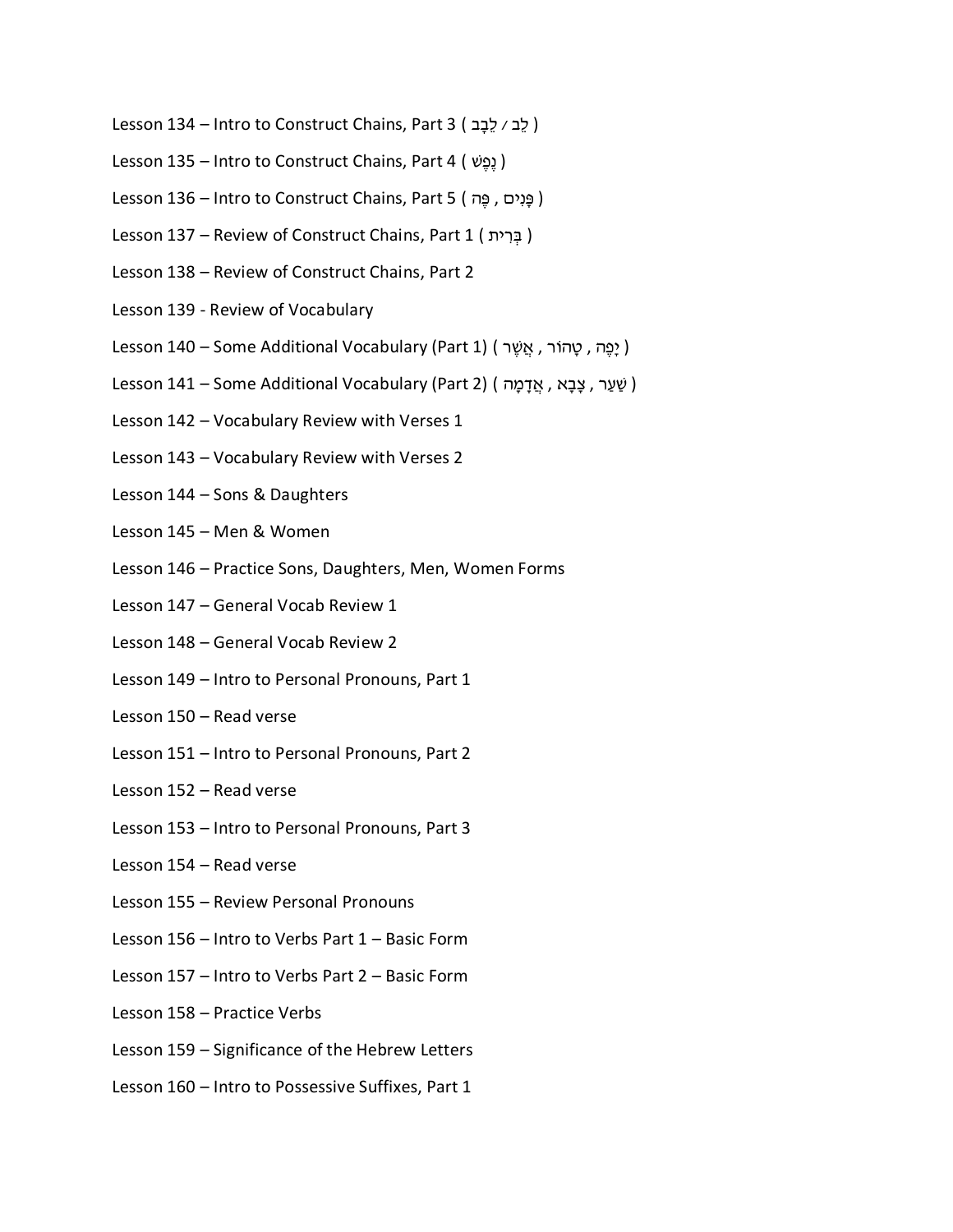Lesson 134 – Intro to Construct Chains, Part 3 ( לֵב ⁄ לֵבָב )

Lesson 135 – Intro to Construct Chains, Part 4 ( נֶפֶשׁ )

Lesson 136 – Intro to Construct Chains, Part 5 ( פָּנִים , פֶּה )

Lesson 137 – Review of Construct Chains, Part 1 ( בְּרִית )

Lesson 138 – Review of Construct Chains, Part 2

Lesson 139 - Review of Vocabulary

Lesson 140 – Some Additional Vocabulary (Part 1) ( יָפֶה , טָהוֹר , אֲשֶׁר )

Lesson 141 – Some Additional Vocabulary (Part 2) ( שַׁעַר , צָבָא , אֲדָמָה )

Lesson 142 – Vocabulary Review with Verses 1

Lesson 143 – Vocabulary Review with Verses 2

Lesson 144 – Sons & Daughters

Lesson 145 – Men & Women

Lesson 146 – Practice Sons, Daughters, Men, Women Forms

Lesson 147 – General Vocab Review 1

Lesson 148 – General Vocab Review 2

Lesson 149 – Intro to Personal Pronouns, Part 1

Lesson 150 – Read verse

Lesson 151 – Intro to Personal Pronouns, Part 2

Lesson 152 – Read verse

Lesson 153 – Intro to Personal Pronouns, Part 3

Lesson 154 – Read verse

Lesson 155 – Review Personal Pronouns

Lesson 156 – Intro to Verbs Part 1 – Basic Form

Lesson 157 – Intro to Verbs Part 2 – Basic Form

Lesson 158 – Practice Verbs

Lesson 159 – Significance of the Hebrew Letters

Lesson 160 – Intro to Possessive Suffixes, Part 1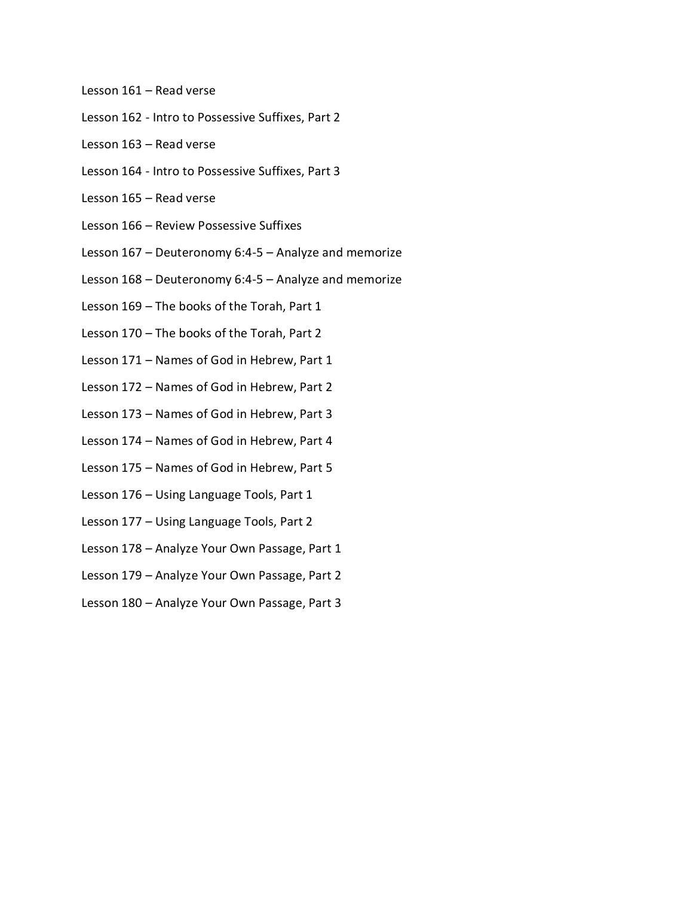Lesson 161 – Read verse

Lesson 162 - Intro to Possessive Suffixes, Part 2

Lesson 163 – Read verse

Lesson 164 - Intro to Possessive Suffixes, Part 3

Lesson 165 – Read verse

Lesson 166 – Review Possessive Suffixes

Lesson 167 – Deuteronomy 6:4-5 – Analyze and memorize

Lesson 168 – Deuteronomy 6:4-5 – Analyze and memorize

Lesson 169 – The books of the Torah, Part 1

Lesson 170 – The books of the Torah, Part 2

Lesson 171 – Names of God in Hebrew, Part 1

Lesson 172 – Names of God in Hebrew, Part 2

Lesson 173 – Names of God in Hebrew, Part 3

Lesson 174 – Names of God in Hebrew, Part 4

Lesson 175 – Names of God in Hebrew, Part 5

Lesson 176 – Using Language Tools, Part 1

Lesson 177 – Using Language Tools, Part 2

Lesson 178 – Analyze Your Own Passage, Part 1

Lesson 179 – Analyze Your Own Passage, Part 2

Lesson 180 – Analyze Your Own Passage, Part 3